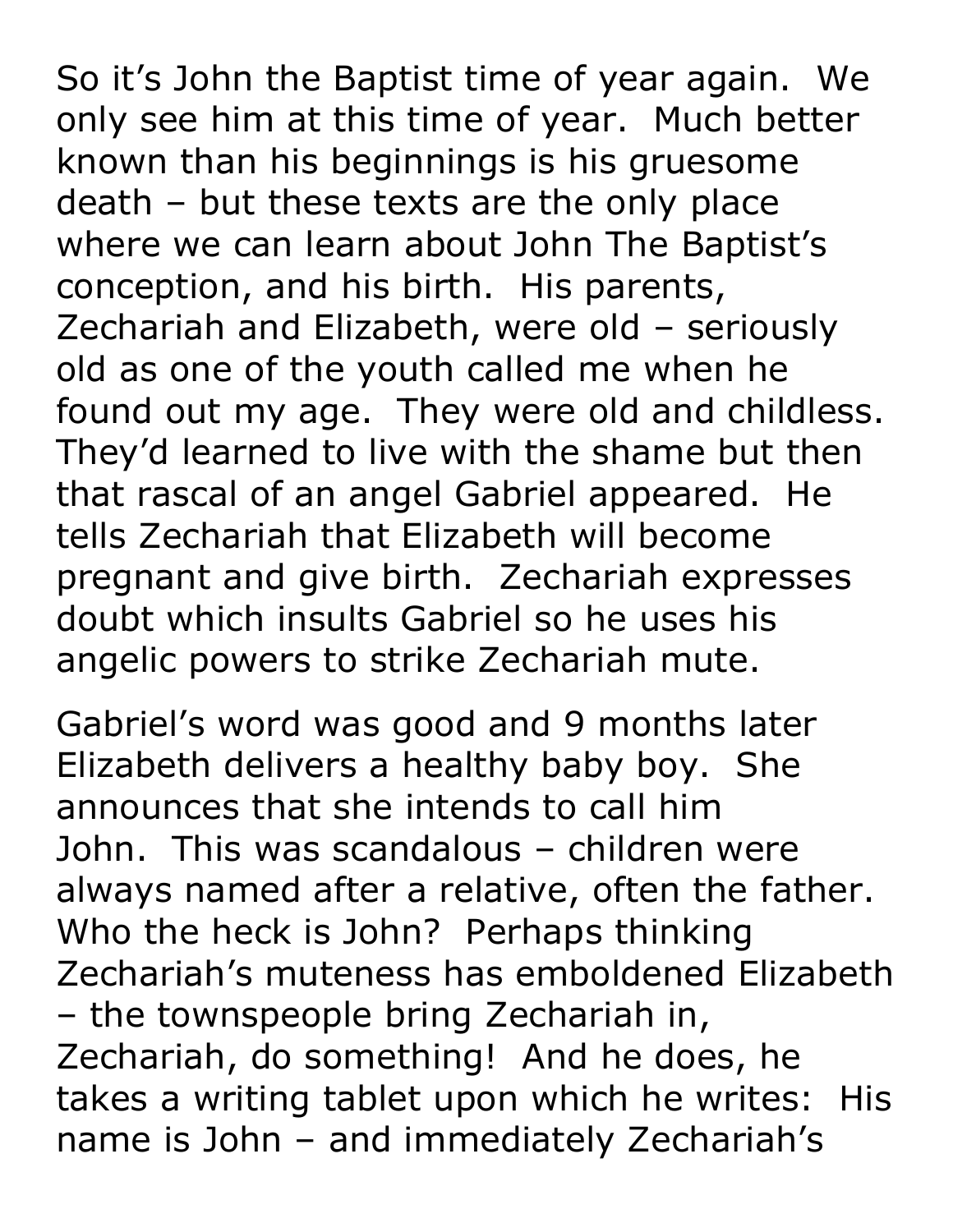So it's John the Baptist time of year again. We only see him at this time of year. Much better known than his beginnings is his gruesome death – but these texts are the only place where we can learn about John The Baptist's conception, and his birth. His parents, Zechariah and Elizabeth, were old – seriously old as one of the youth called me when he found out my age. They were old and childless. They'd learned to live with the shame but then that rascal of an angel Gabriel appeared. He tells Zechariah that Elizabeth will become pregnant and give birth. Zechariah expresses doubt which insults Gabriel so he uses his angelic powers to strike Zechariah mute.

Gabriel's word was good and 9 months later Elizabeth delivers a healthy baby boy. She announces that she intends to call him John. This was scandalous – children were always named after a relative, often the father. Who the heck is John? Perhaps thinking Zechariah's muteness has emboldened Elizabeth – the townspeople bring Zechariah in, Zechariah, do something! And he does, he takes a writing tablet upon which he writes: His name is John – and immediately Zechariah's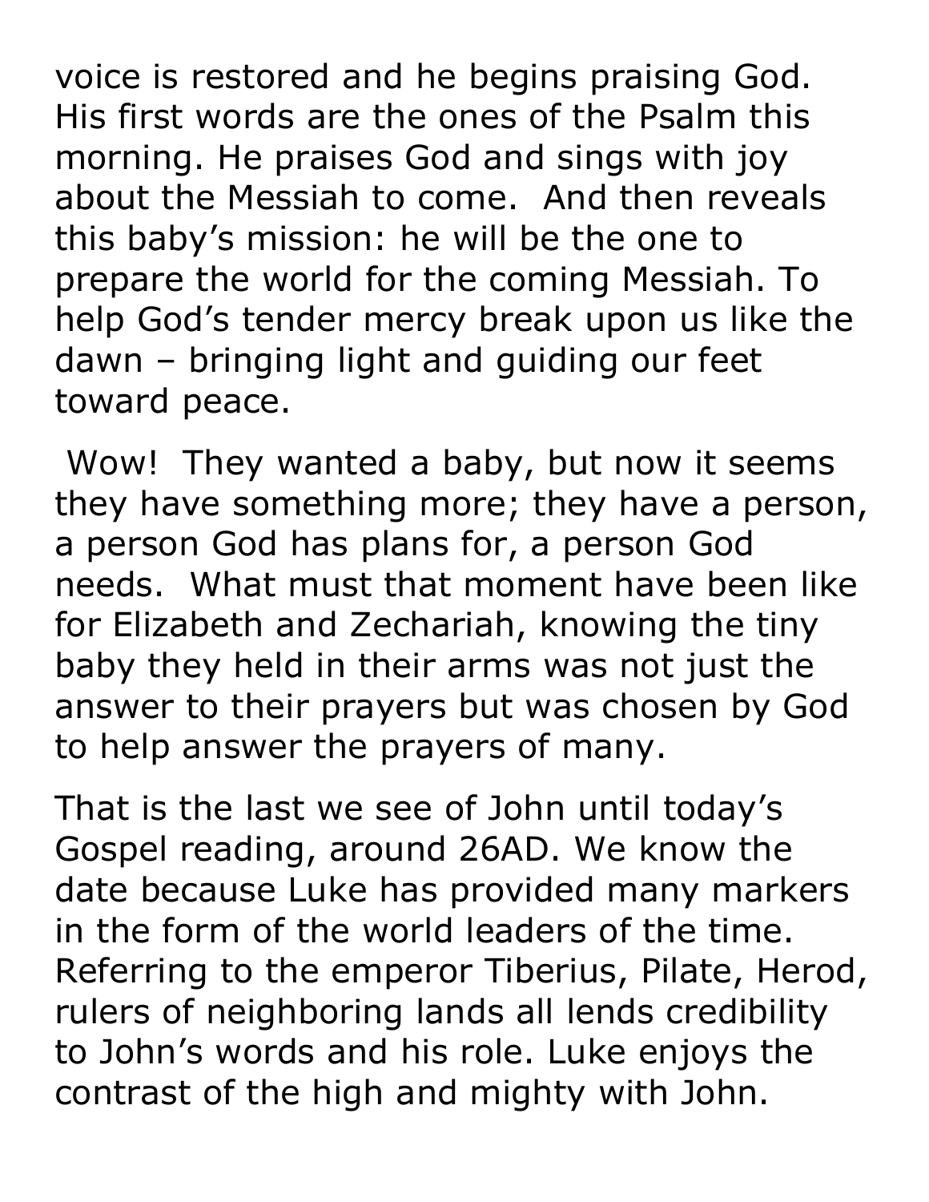voice is restored and he begins praising God. His first words are the ones of the Psalm this morning. He praises God and sings with joy about the Messiah to come. And then reveals this baby's mission: he will be the one to prepare the world for the coming Messiah. To help God's tender mercy break upon us like the dawn – bringing light and guiding our feet toward peace.

Wow! They wanted a baby, but now it seems they have something more; they have a person, a person God has plans for, a person God needs. What must that moment have been like for Elizabeth and Zechariah, knowing the tiny baby they held in their arms was not just the answer to their prayers but was chosen by God to help answer the prayers of many.

That is the last we see of John until today's Gospel reading, around 26AD. We know the date because Luke has provided many markers in the form of the world leaders of the time. Referring to the emperor Tiberius, Pilate, Herod, rulers of neighboring lands all lends credibility to John's words and his role. Luke enjoys the contrast of the high and mighty with John.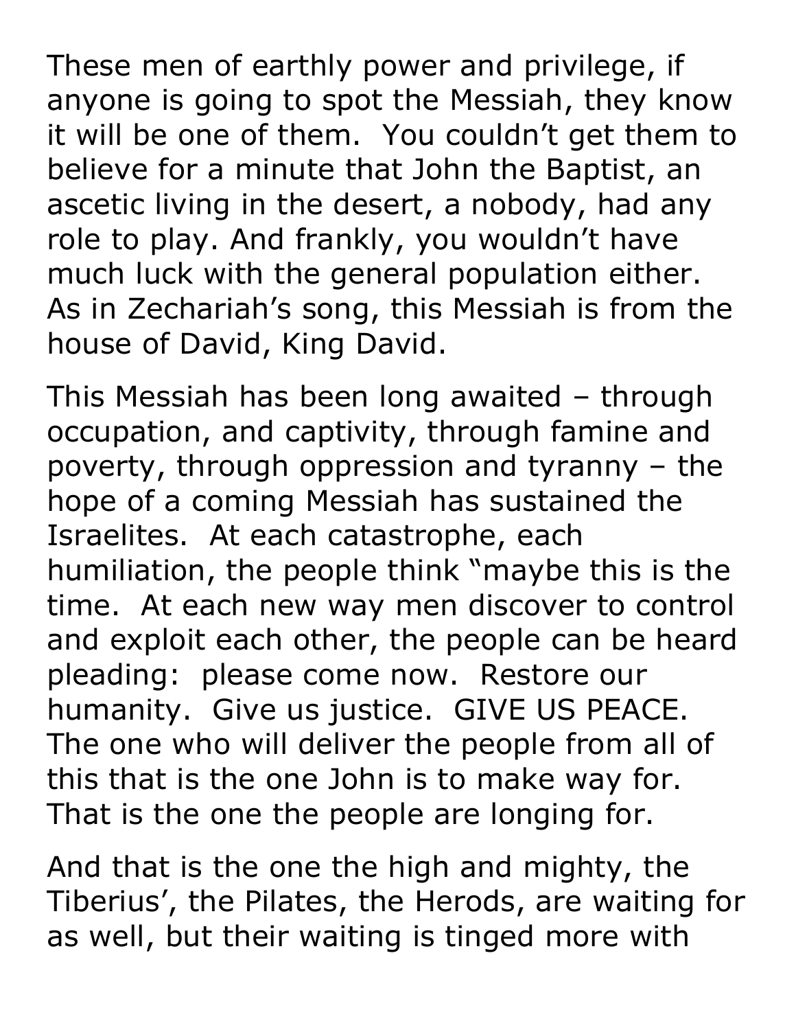These men of earthly power and privilege, if anyone is going to spot the Messiah, they know it will be one of them. You couldn't get them to believe for a minute that John the Baptist, an ascetic living in the desert, a nobody, had any role to play. And frankly, you wouldn't have much luck with the general population either. As in Zechariah's song, this Messiah is from the house of David, King David.

This Messiah has been long awaited – through occupation, and captivity, through famine and poverty, through oppression and tyranny – the hope of a coming Messiah has sustained the Israelites. At each catastrophe, each humiliation, the people think "maybe this is the time. At each new way men discover to control and exploit each other, the people can be heard pleading: please come now. Restore our humanity. Give us justice. GIVE US PEACE. The one who will deliver the people from all of this that is the one John is to make way for. That is the one the people are longing for.

And that is the one the high and mighty, the Tiberius', the Pilates, the Herods, are waiting for as well, but their waiting is tinged more with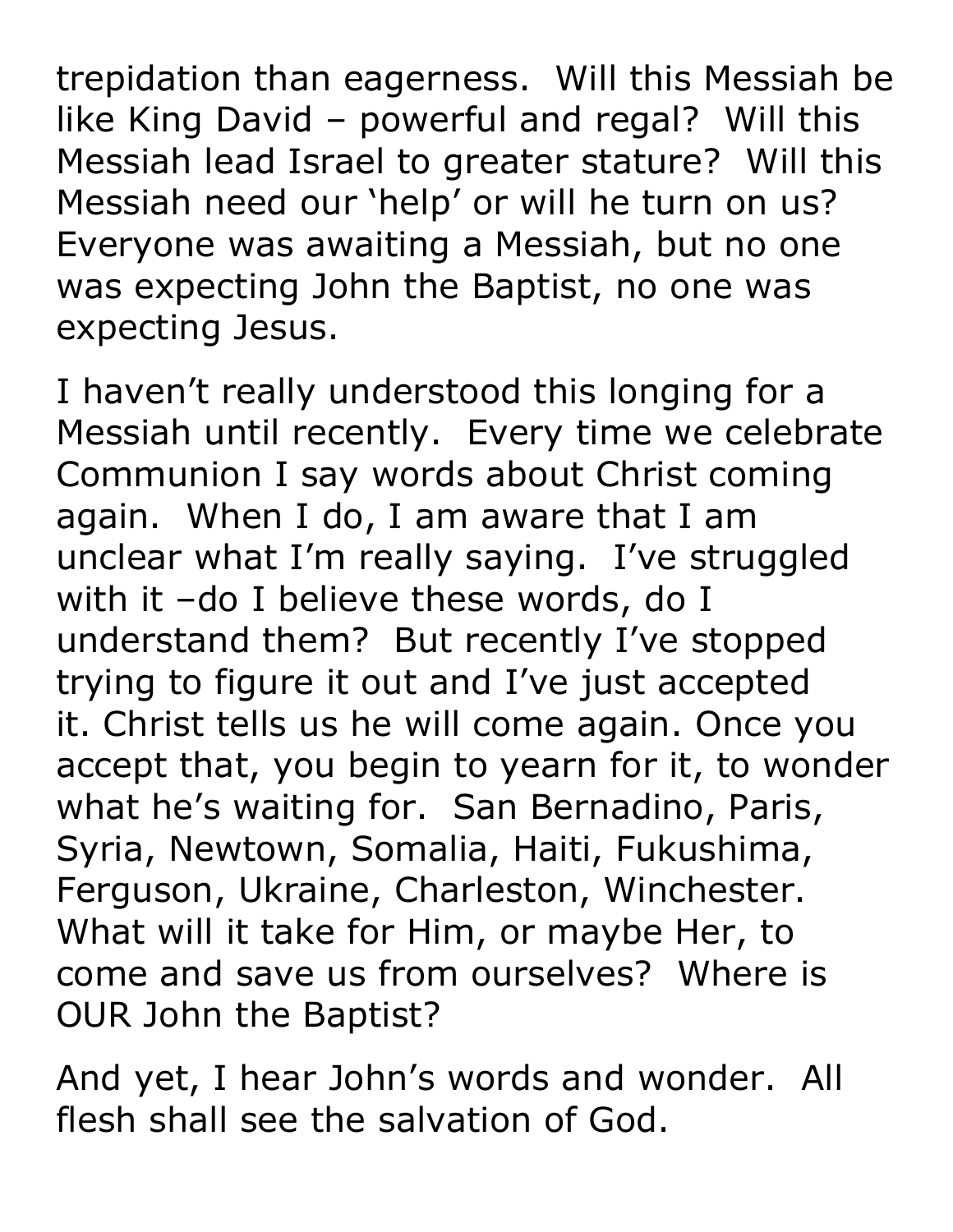trepidation than eagerness. Will this Messiah be like King David – powerful and regal? Will this Messiah lead Israel to greater stature? Will this Messiah need our 'help' or will he turn on us? Everyone was awaiting a Messiah, but no one was expecting John the Baptist, no one was expecting Jesus.

I haven't really understood this longing for a Messiah until recently. Every time we celebrate Communion I say words about Christ coming again. When I do, I am aware that I am unclear what I'm really saying. I've struggled with it –do I believe these words, do I understand them? But recently I've stopped trying to figure it out and I've just accepted it. Christ tells us he will come again. Once you accept that, you begin to yearn for it, to wonder what he's waiting for. San Bernadino, Paris, Syria, Newtown, Somalia, Haiti, Fukushima, Ferguson, Ukraine, Charleston, Winchester. What will it take for Him, or maybe Her, to come and save us from ourselves? Where is OUR John the Baptist?

And yet, I hear John's words and wonder. All flesh shall see the salvation of God.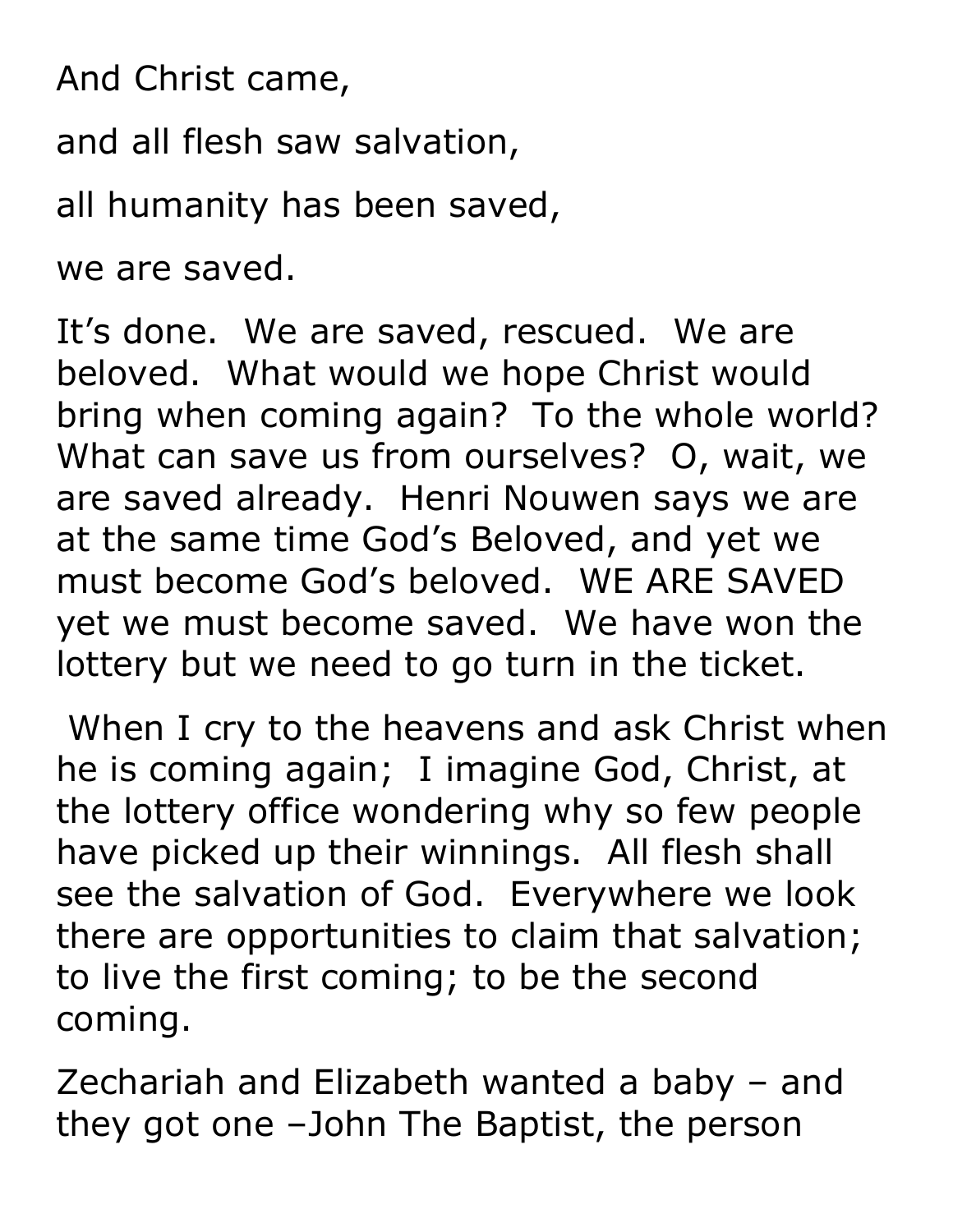And Christ came,

and all flesh saw salvation,

all humanity has been saved,

we are saved.

It's done. We are saved, rescued. We are beloved. What would we hope Christ would bring when coming again? To the whole world? What can save us from ourselves? O, wait, we are saved already. Henri Nouwen says we are at the same time God's Beloved, and yet we must become God's beloved. WE ARE SAVED yet we must become saved. We have won the lottery but we need to go turn in the ticket.

When I cry to the heavens and ask Christ when he is coming again; I imagine God, Christ, at the lottery office wondering why so few people have picked up their winnings. All flesh shall see the salvation of God. Everywhere we look there are opportunities to claim that salvation; to live the first coming; to be the second coming.

Zechariah and Elizabeth wanted a baby – and they got one –John The Baptist, the person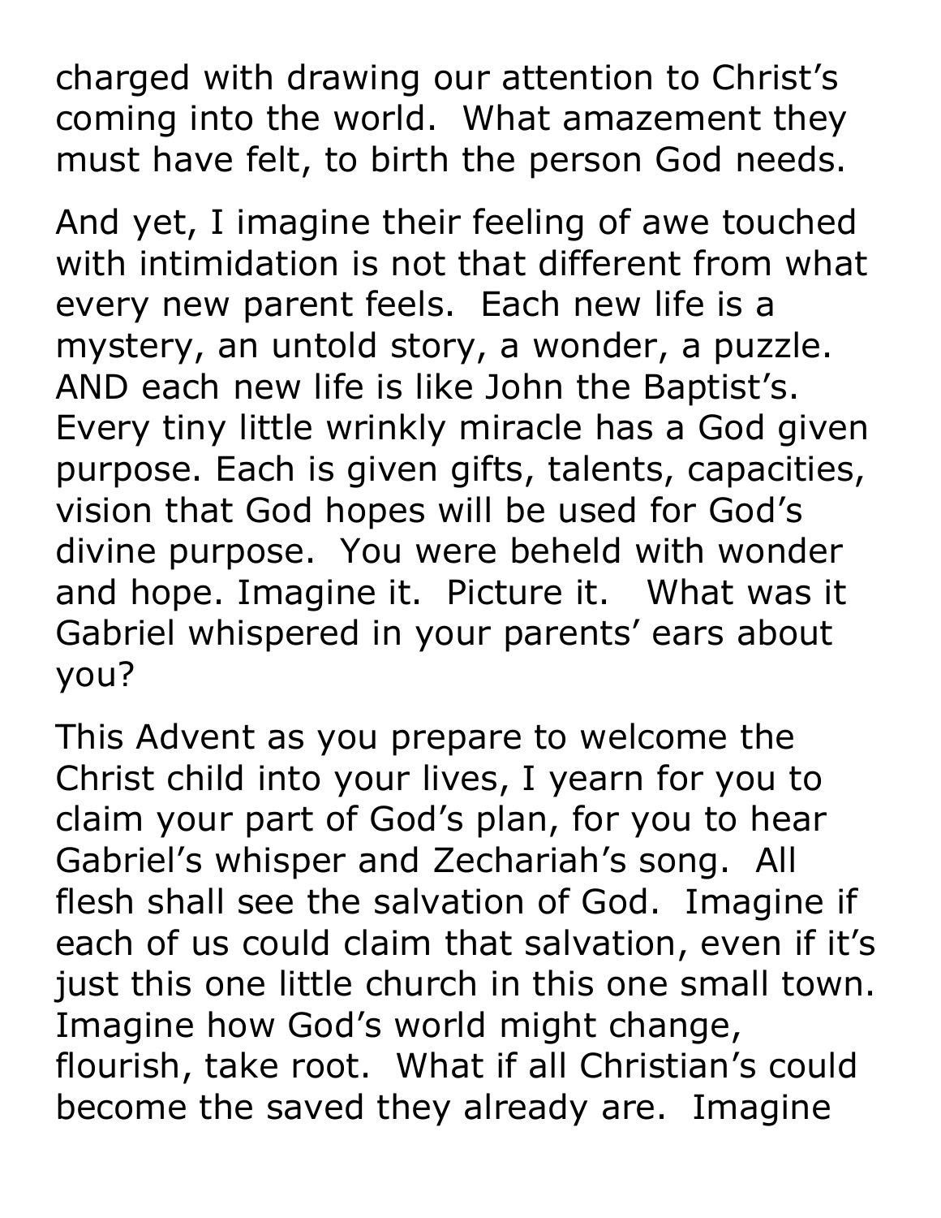charged with drawing our attention to Christ's coming into the world. What amazement they must have felt, to birth the person God needs.

And yet, I imagine their feeling of awe touched with intimidation is not that different from what every new parent feels. Each new life is a mystery, an untold story, a wonder, a puzzle. AND each new life is like John the Baptist's. Every tiny little wrinkly miracle has a God given purpose. Each is given gifts, talents, capacities, vision that God hopes will be used for God's divine purpose. You were beheld with wonder and hope. Imagine it. Picture it. What was it Gabriel whispered in your parents' ears about you?

This Advent as you prepare to welcome the Christ child into your lives, I yearn for you to claim your part of God's plan, for you to hear Gabriel's whisper and Zechariah's song. All flesh shall see the salvation of God. Imagine if each of us could claim that salvation, even if it's just this one little church in this one small town. Imagine how God's world might change, flourish, take root. What if all Christian's could become the saved they already are. Imagine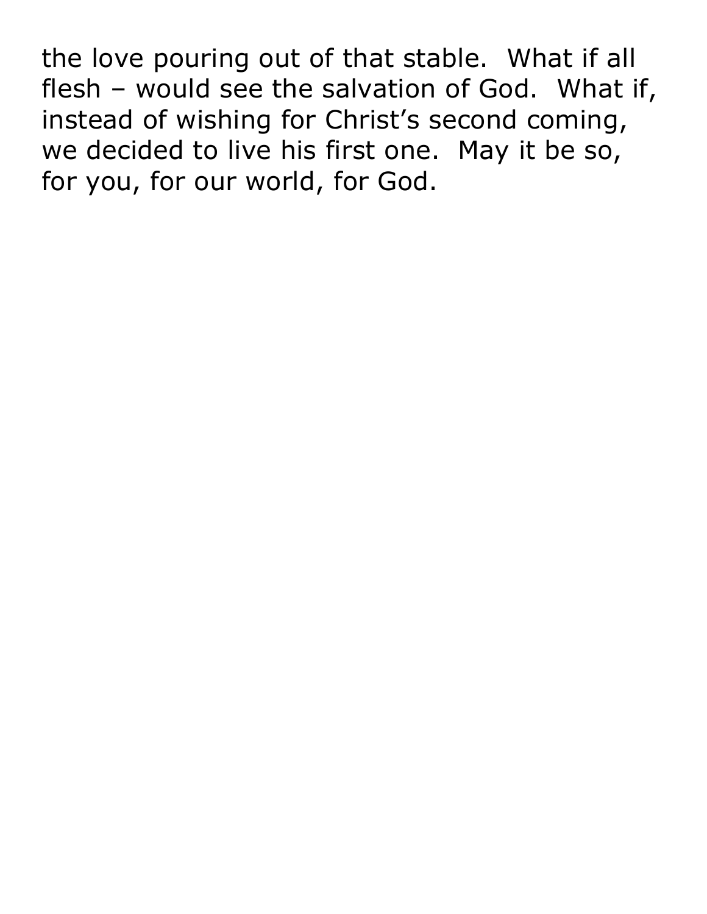the love pouring out of that stable. What if all flesh – would see the salvation of God. What if, instead of wishing for Christ's second coming, we decided to live his first one. May it be so, for you, for our world, for God.